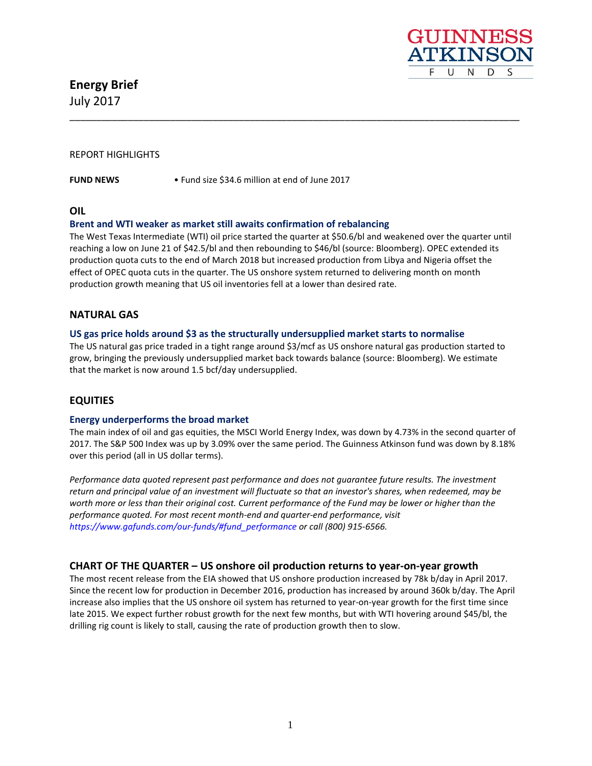GUINNESS ATKINSON FUNDS

# Energy Brief
July 2017

---

REPORT HIGHLIGHTS

**FUND NEWS** • Fund size $34.6 million at end of June 2017

## OIL

### Brent and WTI weaker as market still awaits confirmation of rebalancing

The West Texas Intermediate (WTI) oil price started the quarter at $50.6/bl and weakened over the quarter until reaching a low on June 21 of $42.5/bl and then rebounding to $46/bl (source: Bloomberg). OPEC extended its production quota cuts to the end of March 2018 but increased production from Libya and Nigeria offset the effect of OPEC quota cuts in the quarter. The US onshore system returned to delivering month on month production growth meaning that US oil inventories fell at a lower than desired rate.

## NATURAL GAS

### US gas price holds around $3 as the structurally undersupplied market starts to normalise

The US natural gas price traded in a tight range around $3/mcf as US onshore natural gas production started to grow, bringing the previously undersupplied market back towards balance (source: Bloomberg). We estimate that the market is now around 1.5 bcf/day undersupplied.

## EQUITIES

### Energy underperforms the broad market

The main index of oil and gas equities, the MSCI World Energy Index, was down by 4.73% in the second quarter of 2017. The S&P 500 Index was up by 3.09% over the same period. The Guinness Atkinson fund was down by 8.18% over this period (all in US dollar terms).

*Performance data quoted represent past performance and does not guarantee future results. The investment return and principal value of an investment will fluctuate so that an investor's shares, when redeemed, may be worth more or less than their original cost. Current performance of the Fund may be lower or higher than the performance quoted. For most recent month-end and quarter-end performance, visit https://www.gafunds.com/our-funds/#fund_performance or call (800) 915-6566.*

## CHART OF THE QUARTER – US onshore oil production returns to year-on-year growth

The most recent release from the EIA showed that US onshore production increased by 78k b/day in April 2017. Since the recent low for production in December 2016, production has increased by around 360k b/day. The April increase also implies that the US onshore oil system has returned to year-on-year growth for the first time since late 2015. We expect further robust growth for the next few months, but with WTI hovering around $45/bl, the drilling rig count is likely to stall, causing the rate of production growth then to slow.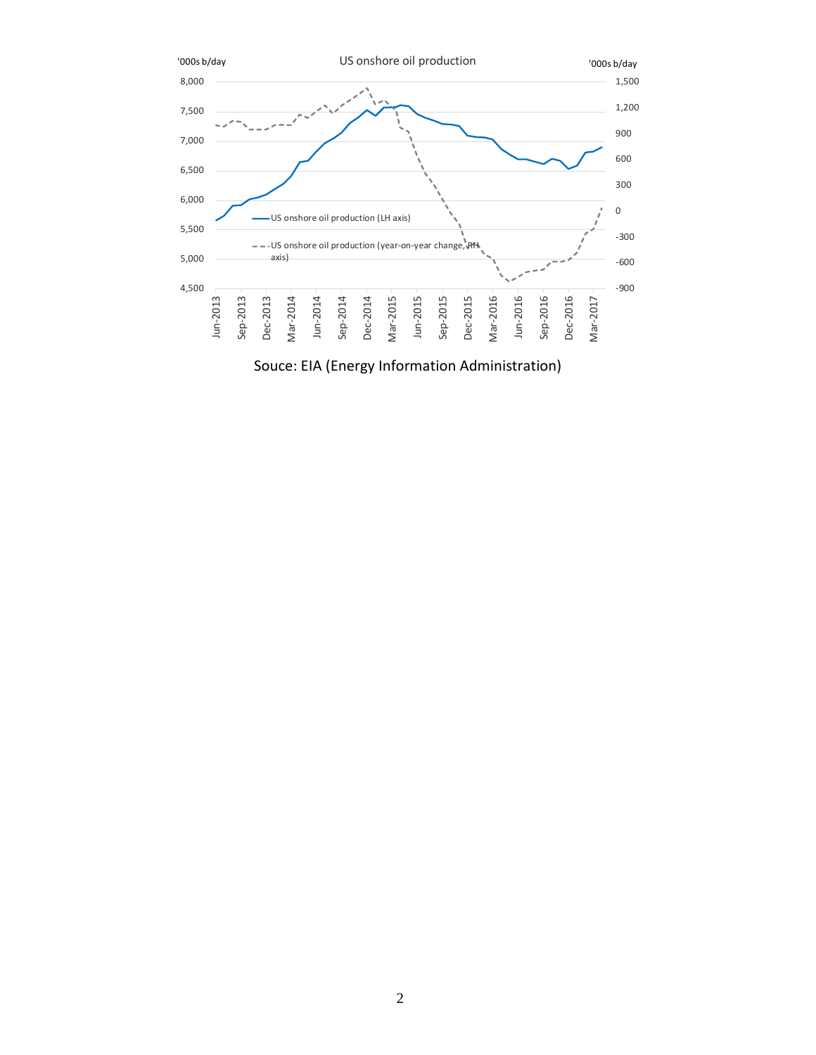US onshore oil production

'000s b/day

'000s b/day

US onshore oil production (LH axis)

US onshore oil production (year-on-year change, RH axis)

Souce: EIA (Energy Information Administration)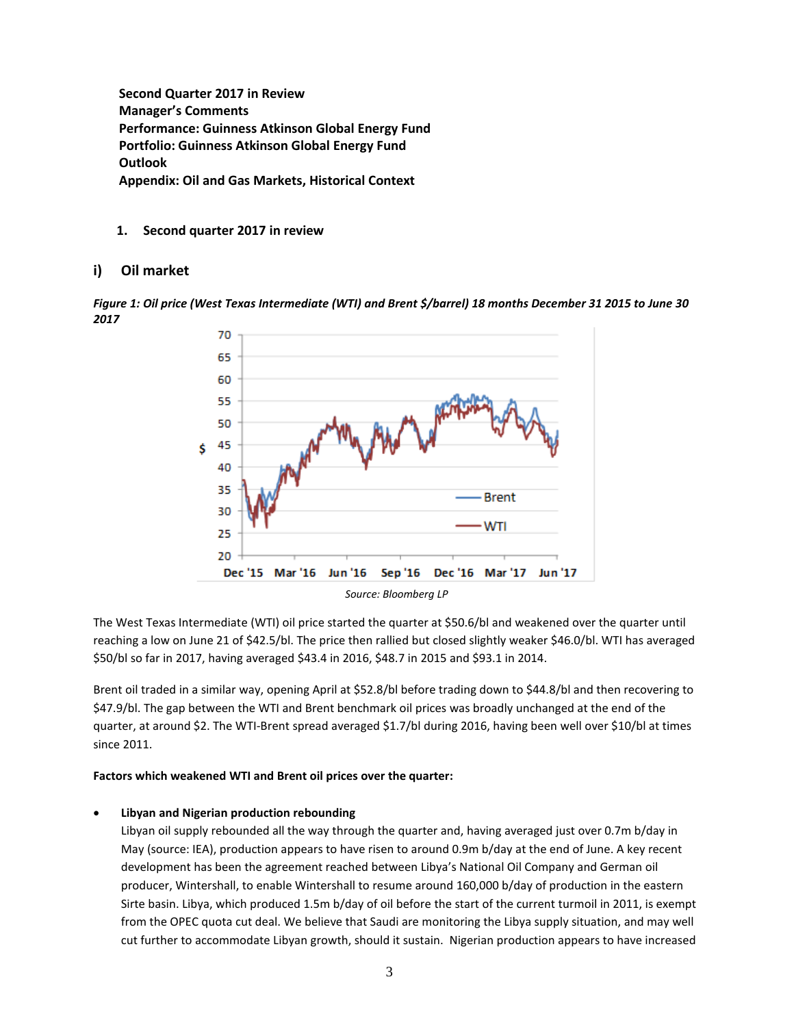**Second Quarter 2017 in Review**
**Manager's Comments**
**Performance: Guinness Atkinson Global Energy Fund**
**Portfolio: Guinness Atkinson Global Energy Fund**
**Outlook**
**Appendix: Oil and Gas Markets, Historical Context**

## 1. Second quarter 2017 in review

### i) Oil market

***Figure 1: Oil price (West Texas Intermediate (WTI) and Brent $/barrel) 18 months December 31 2015 to June 30 2017***

*Source: Bloomberg LP*

The West Texas Intermediate (WTI) oil price started the quarter at $50.6/bl and weakened over the quarter until reaching a low on June 21 of $42.5/bl. The price then rallied but closed slightly weaker $46.0/bl. WTI has averaged $50/bl so far in 2017, having averaged $43.4 in 2016, $48.7 in 2015 and $93.1 in 2014.

Brent oil traded in a similar way, opening April at $52.8/bl before trading down to $44.8/bl and then recovering to $47.9/bl. The gap between the WTI and Brent benchmark oil prices was broadly unchanged at the end of the quarter, at around $2. The WTI-Brent spread averaged $1.7/bl during 2016, having been well over $10/bl at times since 2011.

**Factors which weakened WTI and Brent oil prices over the quarter:**

- **Libyan and Nigerian production rebounding**
  Libyan oil supply rebounded all the way through the quarter and, having averaged just over 0.7m b/day in May (source: IEA), production appears to have risen to around 0.9m b/day at the end of June. A key recent development has been the agreement reached between Libya's National Oil Company and German oil producer, Wintershall, to enable Wintershall to resume around 160,000 b/day of production in the eastern Sirte basin. Libya, which produced 1.5m b/day of oil before the start of the current turmoil in 2011, is exempt from the OPEC quota cut deal. We believe that Saudi are monitoring the Libya supply situation, and may well cut further to accommodate Libyan growth, should it sustain. Nigerian production appears to have increased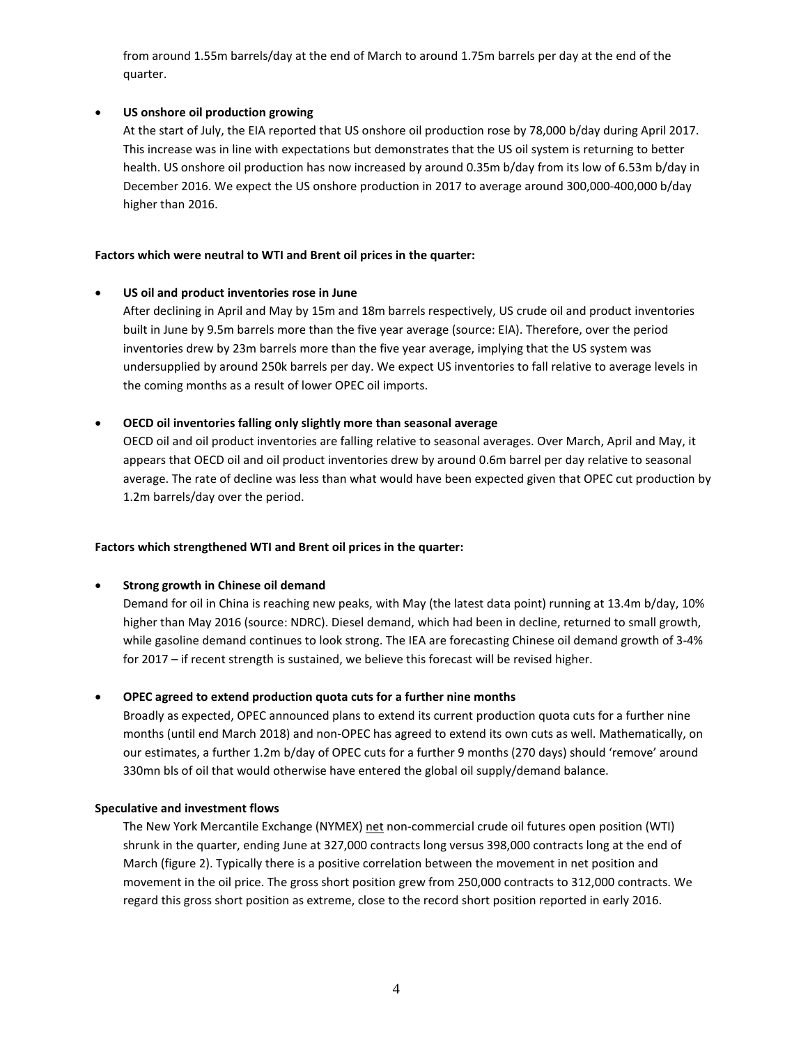from around 1.55m barrels/day at the end of March to around 1.75m barrels per day at the end of the quarter.

- **US onshore oil production growing**
  At the start of July, the EIA reported that US onshore oil production rose by 78,000 b/day during April 2017. This increase was in line with expectations but demonstrates that the US oil system is returning to better health. US onshore oil production has now increased by around 0.35m b/day from its low of 6.53m b/day in December 2016. We expect the US onshore production in 2017 to average around 300,000-400,000 b/day higher than 2016.

**Factors which were neutral to WTI and Brent oil prices in the quarter:**

- **US oil and product inventories rose in June**
  After declining in April and May by 15m and 18m barrels respectively, US crude oil and product inventories built in June by 9.5m barrels more than the five year average (source: EIA). Therefore, over the period inventories drew by 23m barrels more than the five year average, implying that the US system was undersupplied by around 250k barrels per day. We expect US inventories to fall relative to average levels in the coming months as a result of lower OPEC oil imports.

- **OECD oil inventories falling only slightly more than seasonal average**
  OECD oil and oil product inventories are falling relative to seasonal averages. Over March, April and May, it appears that OECD oil and oil product inventories drew by around 0.6m barrel per day relative to seasonal average. The rate of decline was less than what would have been expected given that OPEC cut production by 1.2m barrels/day over the period.

**Factors which strengthened WTI and Brent oil prices in the quarter:**

- **Strong growth in Chinese oil demand**
  Demand for oil in China is reaching new peaks, with May (the latest data point) running at 13.4m b/day, 10% higher than May 2016 (source: NDRC). Diesel demand, which had been in decline, returned to small growth, while gasoline demand continues to look strong. The IEA are forecasting Chinese oil demand growth of 3-4% for 2017 – if recent strength is sustained, we believe this forecast will be revised higher.

- **OPEC agreed to extend production quota cuts for a further nine months**
  Broadly as expected, OPEC announced plans to extend its current production quota cuts for a further nine months (until end March 2018) and non-OPEC has agreed to extend its own cuts as well. Mathematically, on our estimates, a further 1.2m b/day of OPEC cuts for a further 9 months (270 days) should 'remove' around 330mn bls of oil that would otherwise have entered the global oil supply/demand balance.

**Speculative and investment flows**

The New York Mercantile Exchange (NYMEX) net non-commercial crude oil futures open position (WTI) shrunk in the quarter, ending June at 327,000 contracts long versus 398,000 contracts long at the end of March (figure 2). Typically there is a positive correlation between the movement in net position and movement in the oil price. The gross short position grew from 250,000 contracts to 312,000 contracts. We regard this gross short position as extreme, close to the record short position reported in early 2016.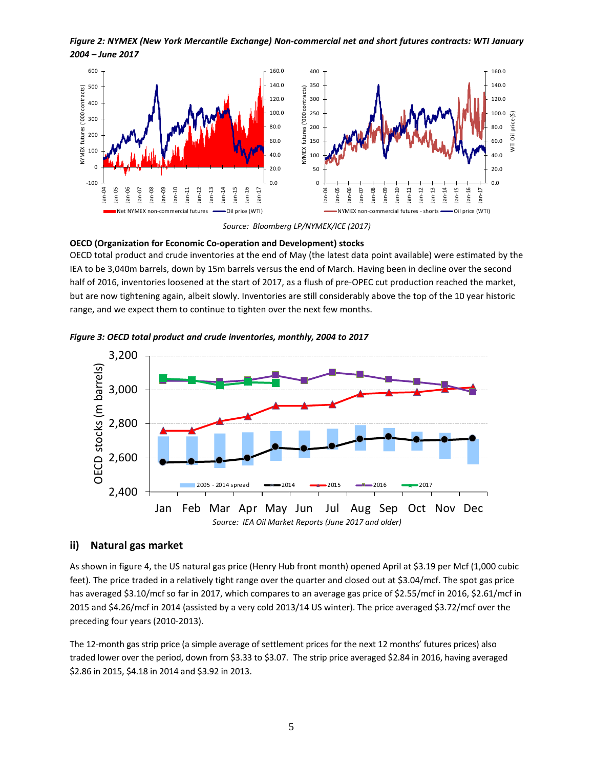*Figure 2: NYMEX (New York Mercantile Exchange) Non-commercial net and short futures contracts: WTI January 2004 – June 2017*

*Source: Bloomberg LP/NYMEX/ICE (2017)*

**OECD (Organization for Economic Co-operation and Development) stocks**

OECD total product and crude inventories at the end of May (the latest data point available) were estimated by the IEA to be 3,040m barrels, down by 15m barrels versus the end of March. Having been in decline over the second half of 2016, inventories loosened at the start of 2017, as a flush of pre-OPEC cut production reached the market, but are now tightening again, albeit slowly. Inventories are still considerably above the top of the 10 year historic range, and we expect them to continue to tighten over the next few months.

*Figure 3: OECD total product and crude inventories, monthly, 2004 to 2017*

*Source: IEA Oil Market Reports (June 2017 and older)*

## ii) Natural gas market

As shown in figure 4, the US natural gas price (Henry Hub front month) opened April at $3.19 per Mcf (1,000 cubic feet). The price traded in a relatively tight range over the quarter and closed out at $3.04/mcf. The spot gas price has averaged $3.10/mcf so far in 2017, which compares to an average gas price of $2.55/mcf in 2016, $2.61/mcf in 2015 and $4.26/mcf in 2014 (assisted by a very cold 2013/14 US winter). The price averaged $3.72/mcf over the preceding four years (2010-2013).

The 12-month gas strip price (a simple average of settlement prices for the next 12 months' futures prices) also traded lower over the period, down from $3.33 to $3.07. The strip price averaged $2.84 in 2016, having averaged $2.86 in 2015, $4.18 in 2014 and $3.92 in 2013.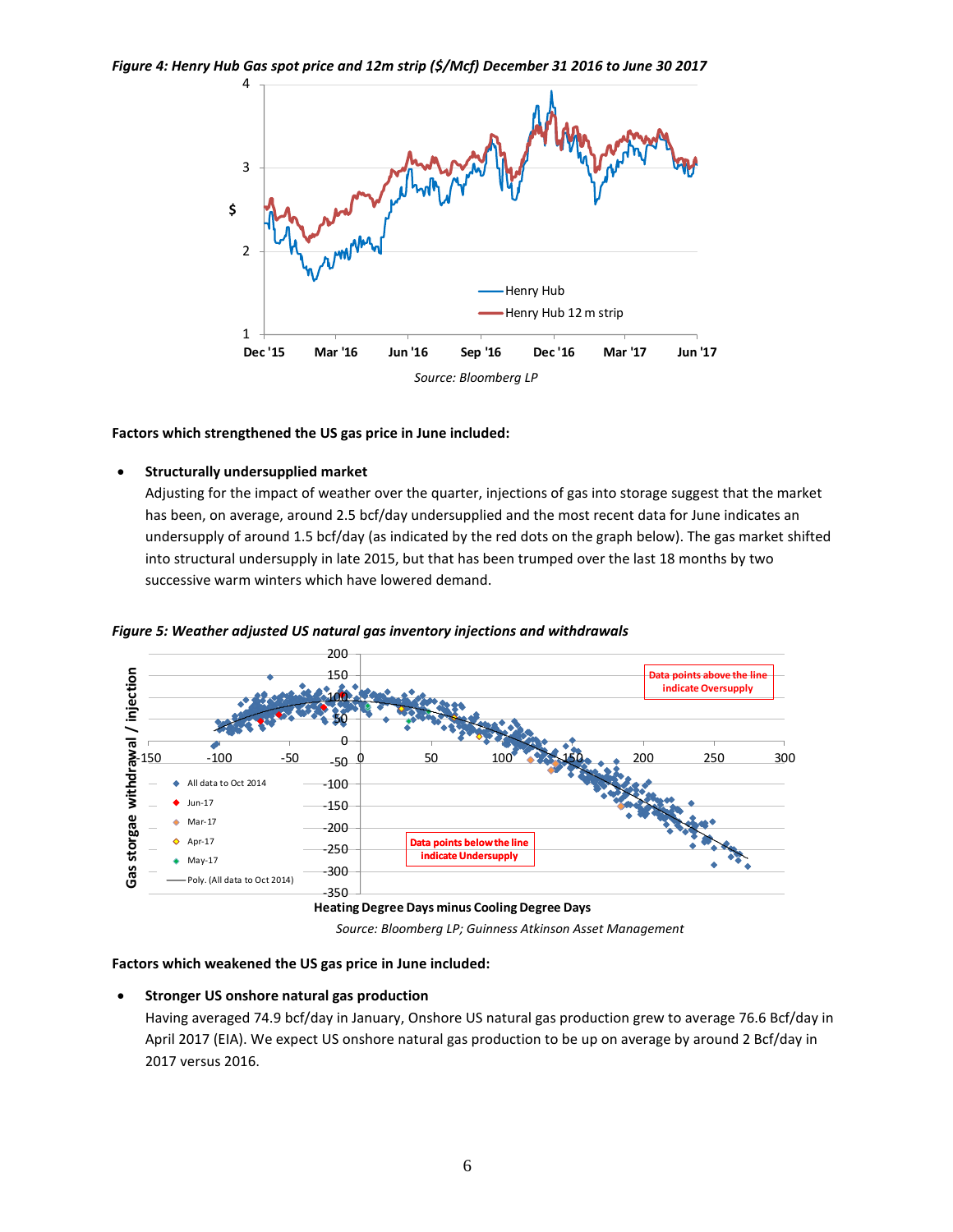*Figure 4: Henry Hub Gas spot price and 12m strip ($/Mcf) December 31 2016 to June 30 2017*

*Source: Bloomberg LP*

**Factors which strengthened the US gas price in June included:**

- **Structurally undersupplied market**
  Adjusting for the impact of weather over the quarter, injections of gas into storage suggest that the market has been, on average, around 2.5 bcf/day undersupplied and the most recent data for June indicates an undersupply of around 1.5 bcf/day (as indicated by the red dots on the graph below). The gas market shifted into structural undersupply in late 2015, but that has been trumped over the last 18 months by two successive warm winters which have lowered demand.

*Figure 5: Weather adjusted US natural gas inventory injections and withdrawals*

*Source: Bloomberg LP; Guinness Atkinson Asset Management*

**Factors which weakened the US gas price in June included:**

- **Stronger US onshore natural gas production**
  Having averaged 74.9 bcf/day in January, Onshore US natural gas production grew to average 76.6 Bcf/day in April 2017 (EIA). We expect US onshore natural gas production to be up on average by around 2 Bcf/day in 2017 versus 2016.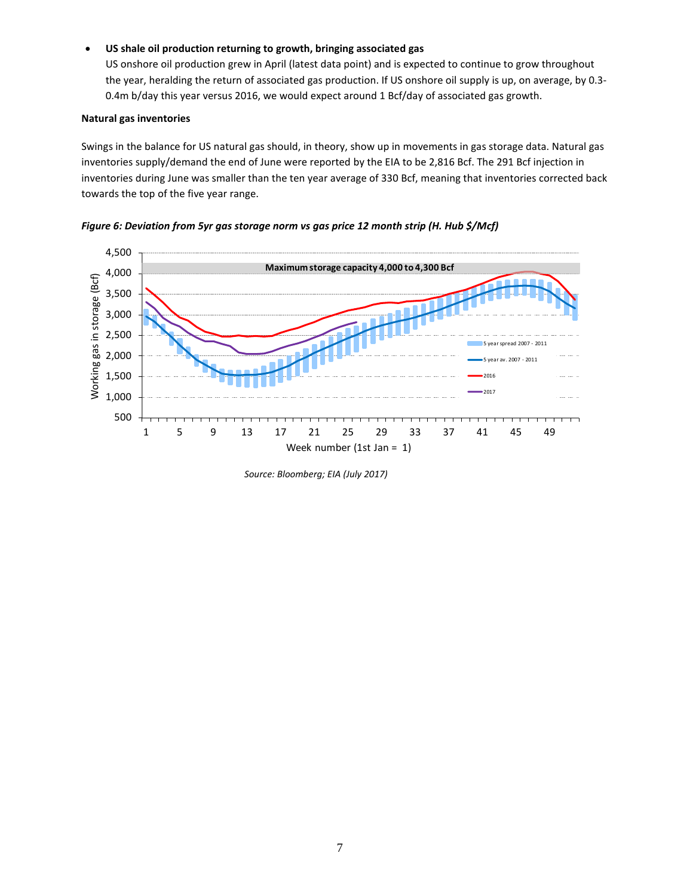- **US shale oil production returning to growth, bringing associated gas**
  US onshore oil production grew in April (latest data point) and is expected to continue to grow throughout the year, heralding the return of associated gas production. If US onshore oil supply is up, on average, by 0.3-0.4m b/day this year versus 2016, we would expect around 1 Bcf/day of associated gas growth.

**Natural gas inventories**

Swings in the balance for US natural gas should, in theory, show up in movements in gas storage data. Natural gas inventories supply/demand the end of June were reported by the EIA to be 2,816 Bcf. The 291 Bcf injection in inventories during June was smaller than the ten year average of 330 Bcf, meaning that inventories corrected back towards the top of the five year range.

***Figure 6: Deviation from 5yr gas storage norm vs gas price 12 month strip (H. Hub $/Mcf)***

*Source: Bloomberg; EIA (July 2017)*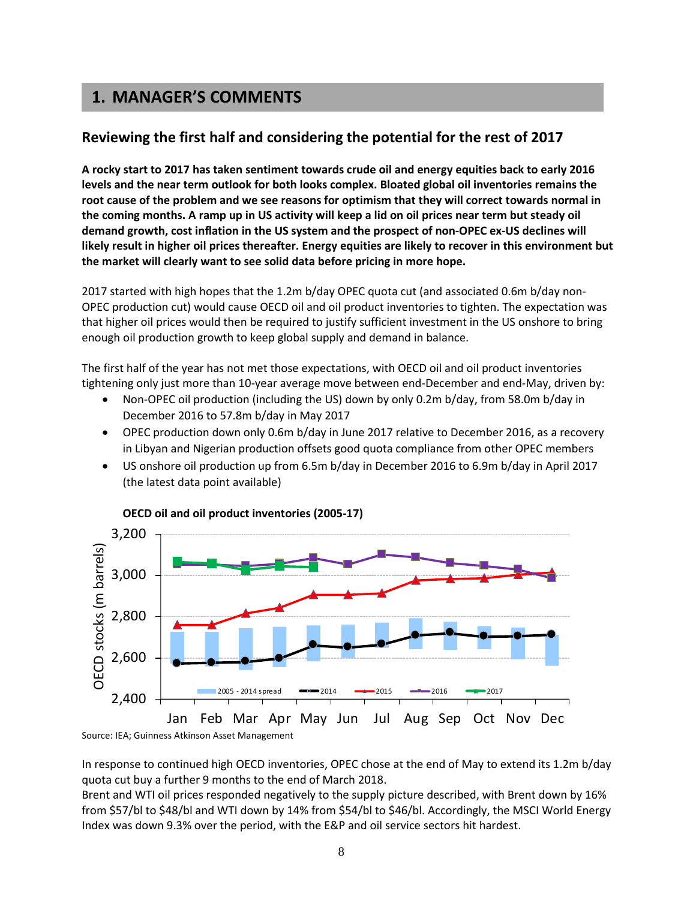# 1. MANAGER'S COMMENTS

## Reviewing the first half and considering the potential for the rest of 2017

**A rocky start to 2017 has taken sentiment towards crude oil and energy equities back to early 2016 levels and the near term outlook for both looks complex. Bloated global oil inventories remains the root cause of the problem and we see reasons for optimism that they will correct towards normal in the coming months. A ramp up in US activity will keep a lid on oil prices near term but steady oil demand growth, cost inflation in the US system and the prospect of non-OPEC ex-US declines will likely result in higher oil prices thereafter. Energy equities are likely to recover in this environment but the market will clearly want to see solid data before pricing in more hope.**

2017 started with high hopes that the 1.2m b/day OPEC quota cut (and associated 0.6m b/day non-OPEC production cut) would cause OECD oil and oil product inventories to tighten. The expectation was that higher oil prices would then be required to justify sufficient investment in the US onshore to bring enough oil production growth to keep global supply and demand in balance.

The first half of the year has not met those expectations, with OECD oil and oil product inventories tightening only just more than 10-year average move between end-December and end-May, driven by:

- Non-OPEC oil production (including the US) down by only 0.2m b/day, from 58.0m b/day in December 2016 to 57.8m b/day in May 2017
- OPEC production down only 0.6m b/day in June 2017 relative to December 2016, as a recovery in Libyan and Nigerian production offsets good quota compliance from other OPEC members
- US onshore oil production up from 6.5m b/day in December 2016 to 6.9m b/day in April 2017 (the latest data point available)

**OECD oil and oil product inventories (2005-17)**

Source: IEA; Guinness Atkinson Asset Management

In response to continued high OECD inventories, OPEC chose at the end of May to extend its 1.2m b/day quota cut buy a further 9 months to the end of March 2018.

Brent and WTI oil prices responded negatively to the supply picture described, with Brent down by 16% from \$57/bl to \$48/bl and WTI down by 14% from \$54/bl to \$46/bl. Accordingly, the MSCI World Energy Index was down 9.3% over the period, with the E&P and oil service sectors hit hardest.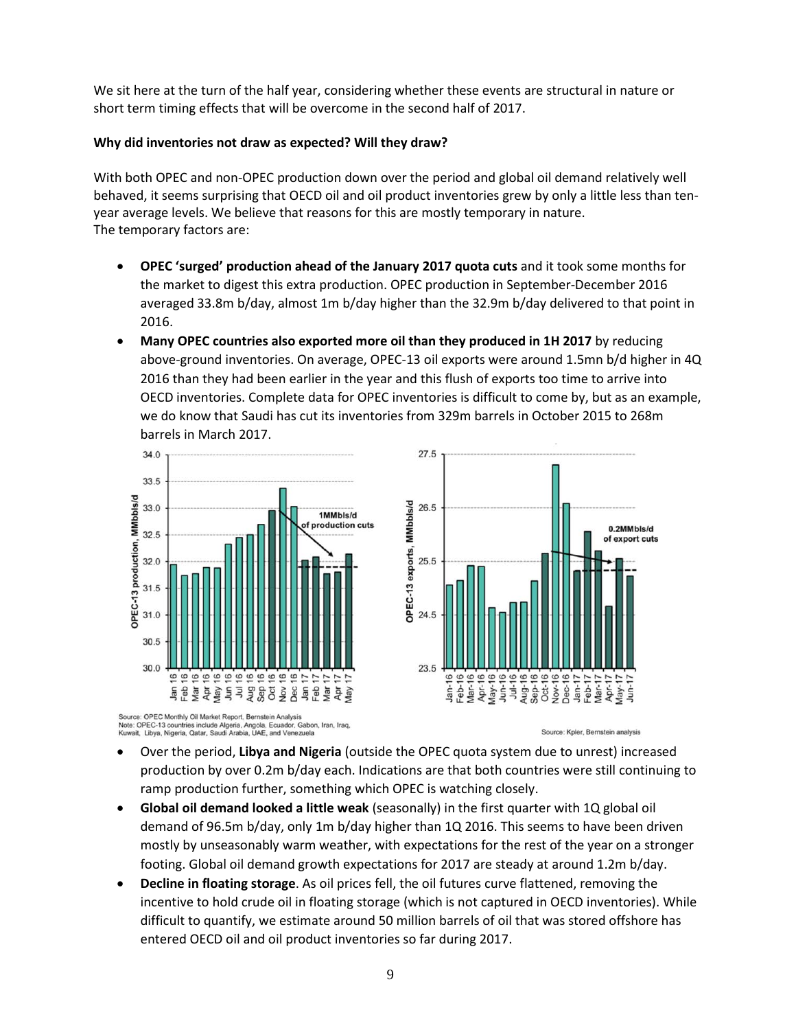We sit here at the turn of the half year, considering whether these events are structural in nature or short term timing effects that will be overcome in the second half of 2017.

**Why did inventories not draw as expected? Will they draw?**

With both OPEC and non-OPEC production down over the period and global oil demand relatively well behaved, it seems surprising that OECD oil and oil product inventories grew by only a little less than ten-year average levels. We believe that reasons for this are mostly temporary in nature.
The temporary factors are:

- **OPEC 'surged' production ahead of the January 2017 quota cuts** and it took some months for the market to digest this extra production. OPEC production in September-December 2016 averaged 33.8m b/day, almost 1m b/day higher than the 32.9m b/day delivered to that point in 2016.
- **Many OPEC countries also exported more oil than they produced in 1H 2017** by reducing above-ground inventories. On average, OPEC-13 oil exports were around 1.5mn b/d higher in 4Q 2016 than they had been earlier in the year and this flush of exports too time to arrive into OECD inventories. Complete data for OPEC inventories is difficult to come by, but as an example, we do know that Saudi has cut its inventories from 329m barrels in October 2015 to 268m barrels in March 2017.

Source: OPEC Monthly Oil Market Report, Bernstein Analysis
Note: OPEC-13 countries include Algeria, Angola, Ecuador, Gabon, Iran, Iraq, Kuwait, Libya, Nigeria, Qatar, Saudi Arabia, UAE, and Venezuela

Source: Kpler, Bernstein analysis

- Over the period, **Libya and Nigeria** (outside the OPEC quota system due to unrest) increased production by over 0.2m b/day each. Indications are that both countries were still continuing to ramp production further, something which OPEC is watching closely.
- **Global oil demand looked a little weak** (seasonally) in the first quarter with 1Q global oil demand of 96.5m b/day, only 1m b/day higher than 1Q 2016. This seems to have been driven mostly by unseasonably warm weather, with expectations for the rest of the year on a stronger footing. Global oil demand growth expectations for 2017 are steady at around 1.2m b/day.
- **Decline in floating storage**. As oil prices fell, the oil futures curve flattened, removing the incentive to hold crude oil in floating storage (which is not captured in OECD inventories). While difficult to quantify, we estimate around 50 million barrels of oil that was stored offshore has entered OECD oil and oil product inventories so far during 2017.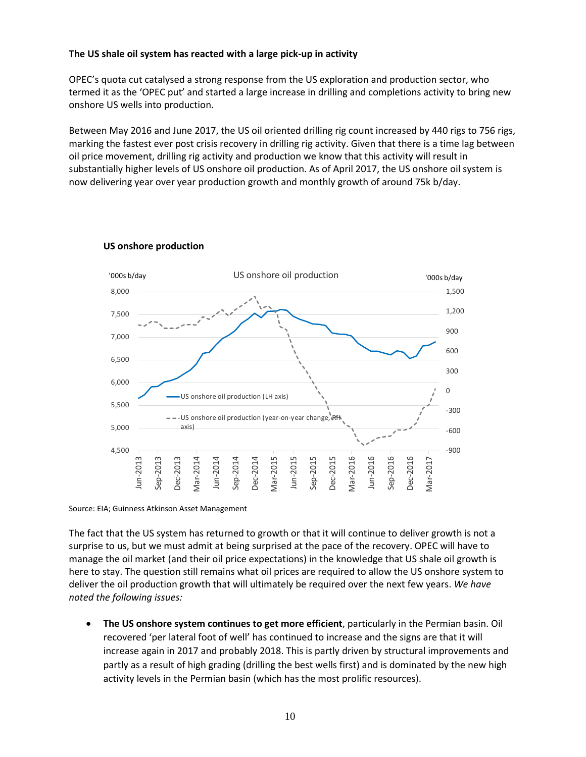**The US shale oil system has reacted with a large pick-up in activity**

OPEC's quota cut catalysed a strong response from the US exploration and production sector, who termed it as the 'OPEC put' and started a large increase in drilling and completions activity to bring new onshore US wells into production.

Between May 2016 and June 2017, the US oil oriented drilling rig count increased by 440 rigs to 756 rigs, marking the fastest ever post crisis recovery in drilling rig activity. Given that there is a time lag between oil price movement, drilling rig activity and production we know that this activity will result in substantially higher levels of US onshore oil production. As of April 2017, the US onshore oil system is now delivering year over year production growth and monthly growth of around 75k b/day.

**US onshore production**

Source: EIA; Guinness Atkinson Asset Management

The fact that the US system has returned to growth or that it will continue to deliver growth is not a surprise to us, but we must admit at being surprised at the pace of the recovery. OPEC will have to manage the oil market (and their oil price expectations) in the knowledge that US shale oil growth is here to stay. The question still remains what oil prices are required to allow the US onshore system to deliver the oil production growth that will ultimately be required over the next few years. *We have noted the following issues:*

- **The US onshore system continues to get more efficient**, particularly in the Permian basin. Oil recovered 'per lateral foot of well' has continued to increase and the signs are that it will increase again in 2017 and probably 2018. This is partly driven by structural improvements and partly as a result of high grading (drilling the best wells first) and is dominated by the new high activity levels in the Permian basin (which has the most prolific resources).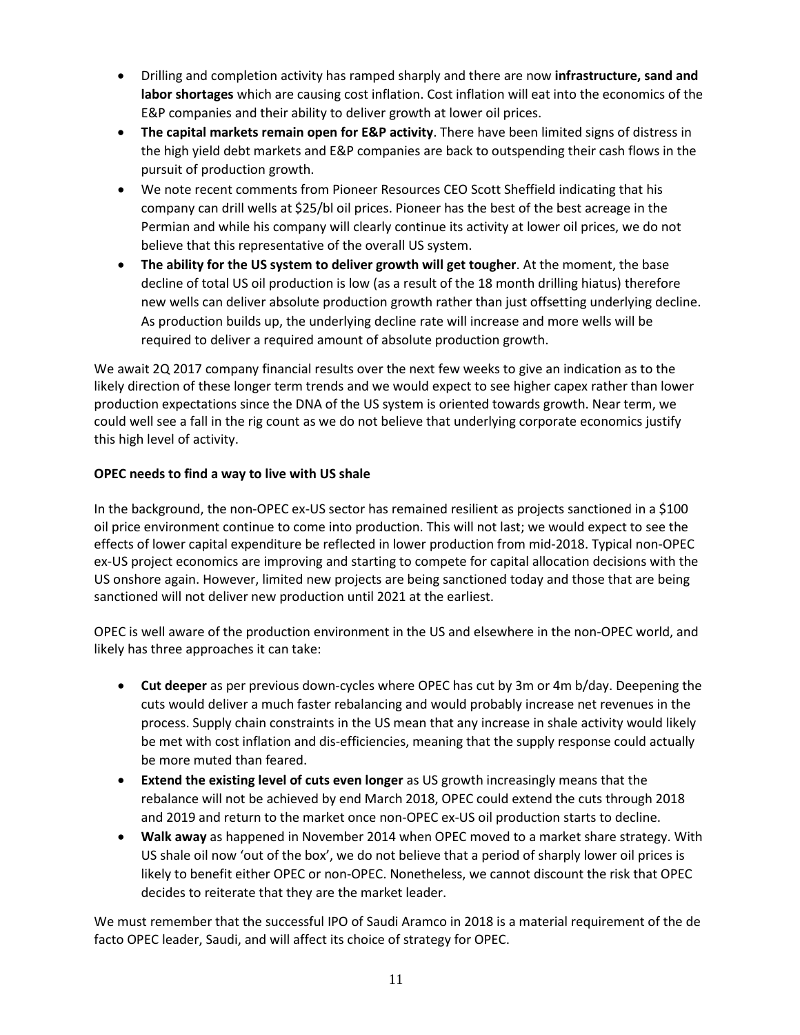- Drilling and completion activity has ramped sharply and there are now **infrastructure, sand and labor shortages** which are causing cost inflation. Cost inflation will eat into the economics of the E&P companies and their ability to deliver growth at lower oil prices.
- **The capital markets remain open for E&P activity**. There have been limited signs of distress in the high yield debt markets and E&P companies are back to outspending their cash flows in the pursuit of production growth.
- We note recent comments from Pioneer Resources CEO Scott Sheffield indicating that his company can drill wells at $25/bl oil prices. Pioneer has the best of the best acreage in the Permian and while his company will clearly continue its activity at lower oil prices, we do not believe that this representative of the overall US system.
- **The ability for the US system to deliver growth will get tougher**. At the moment, the base decline of total US oil production is low (as a result of the 18 month drilling hiatus) therefore new wells can deliver absolute production growth rather than just offsetting underlying decline. As production builds up, the underlying decline rate will increase and more wells will be required to deliver a required amount of absolute production growth.

We await 2Q 2017 company financial results over the next few weeks to give an indication as to the likely direction of these longer term trends and we would expect to see higher capex rather than lower production expectations since the DNA of the US system is oriented towards growth. Near term, we could well see a fall in the rig count as we do not believe that underlying corporate economics justify this high level of activity.

**OPEC needs to find a way to live with US shale**

In the background, the non-OPEC ex-US sector has remained resilient as projects sanctioned in a $100 oil price environment continue to come into production. This will not last; we would expect to see the effects of lower capital expenditure be reflected in lower production from mid-2018. Typical non-OPEC ex-US project economics are improving and starting to compete for capital allocation decisions with the US onshore again. However, limited new projects are being sanctioned today and those that are being sanctioned will not deliver new production until 2021 at the earliest.

OPEC is well aware of the production environment in the US and elsewhere in the non-OPEC world, and likely has three approaches it can take:

- **Cut deeper** as per previous down-cycles where OPEC has cut by 3m or 4m b/day. Deepening the cuts would deliver a much faster rebalancing and would probably increase net revenues in the process. Supply chain constraints in the US mean that any increase in shale activity would likely be met with cost inflation and dis-efficiencies, meaning that the supply response could actually be more muted than feared.
- **Extend the existing level of cuts even longer** as US growth increasingly means that the rebalance will not be achieved by end March 2018, OPEC could extend the cuts through 2018 and 2019 and return to the market once non-OPEC ex-US oil production starts to decline.
- **Walk away** as happened in November 2014 when OPEC moved to a market share strategy. With US shale oil now 'out of the box', we do not believe that a period of sharply lower oil prices is likely to benefit either OPEC or non-OPEC. Nonetheless, we cannot discount the risk that OPEC decides to reiterate that they are the market leader.

We must remember that the successful IPO of Saudi Aramco in 2018 is a material requirement of the de facto OPEC leader, Saudi, and will affect its choice of strategy for OPEC.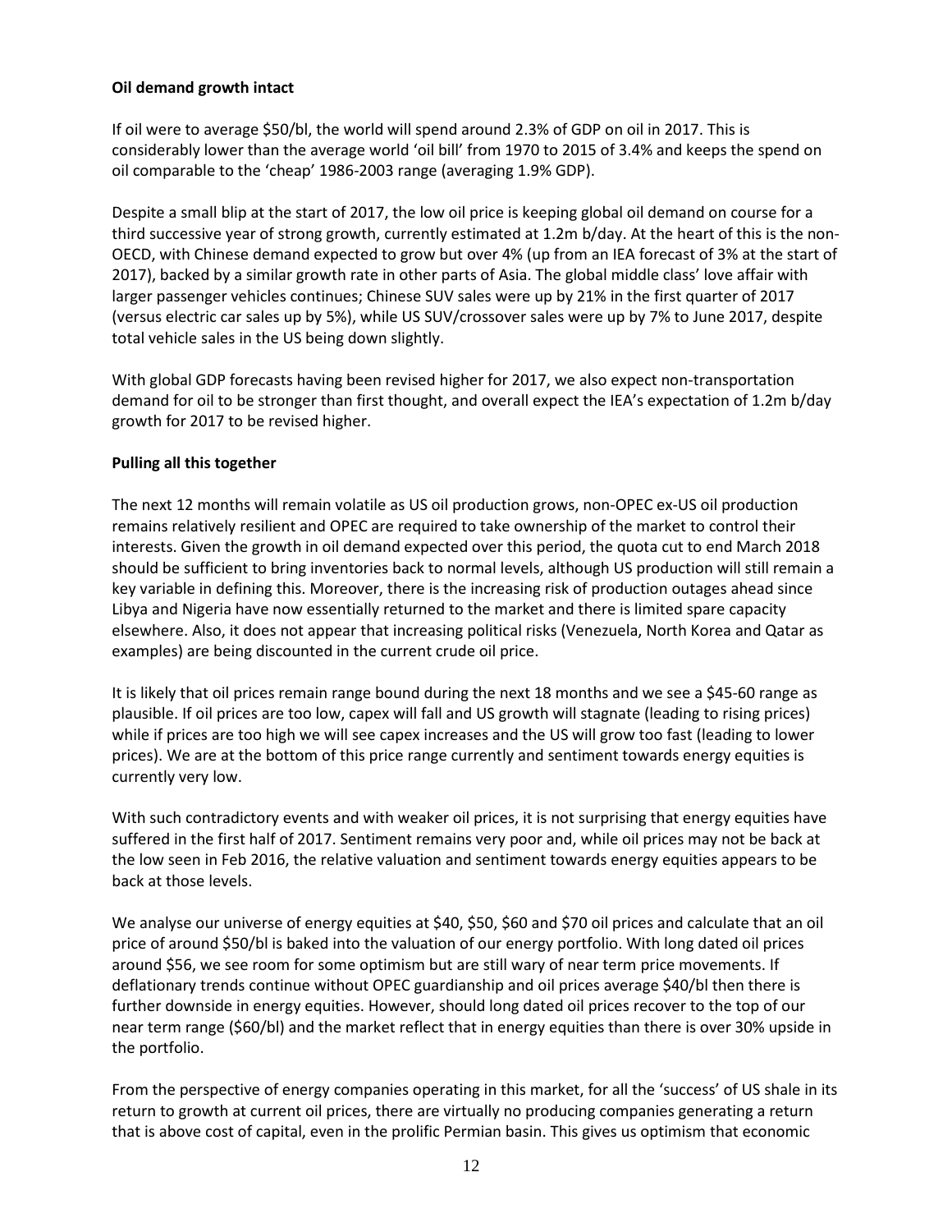**Oil demand growth intact**

If oil were to average \$50/bl, the world will spend around 2.3% of GDP on oil in 2017. This is considerably lower than the average world 'oil bill' from 1970 to 2015 of 3.4% and keeps the spend on oil comparable to the 'cheap' 1986-2003 range (averaging 1.9% GDP).

Despite a small blip at the start of 2017, the low oil price is keeping global oil demand on course for a third successive year of strong growth, currently estimated at 1.2m b/day. At the heart of this is the non-OECD, with Chinese demand expected to grow but over 4% (up from an IEA forecast of 3% at the start of 2017), backed by a similar growth rate in other parts of Asia. The global middle class' love affair with larger passenger vehicles continues; Chinese SUV sales were up by 21% in the first quarter of 2017 (versus electric car sales up by 5%), while US SUV/crossover sales were up by 7% to June 2017, despite total vehicle sales in the US being down slightly.

With global GDP forecasts having been revised higher for 2017, we also expect non-transportation demand for oil to be stronger than first thought, and overall expect the IEA's expectation of 1.2m b/day growth for 2017 to be revised higher.

**Pulling all this together**

The next 12 months will remain volatile as US oil production grows, non-OPEC ex-US oil production remains relatively resilient and OPEC are required to take ownership of the market to control their interests. Given the growth in oil demand expected over this period, the quota cut to end March 2018 should be sufficient to bring inventories back to normal levels, although US production will still remain a key variable in defining this. Moreover, there is the increasing risk of production outages ahead since Libya and Nigeria have now essentially returned to the market and there is limited spare capacity elsewhere. Also, it does not appear that increasing political risks (Venezuela, North Korea and Qatar as examples) are being discounted in the current crude oil price.

It is likely that oil prices remain range bound during the next 18 months and we see a \$45-60 range as plausible. If oil prices are too low, capex will fall and US growth will stagnate (leading to rising prices) while if prices are too high we will see capex increases and the US will grow too fast (leading to lower prices). We are at the bottom of this price range currently and sentiment towards energy equities is currently very low.

With such contradictory events and with weaker oil prices, it is not surprising that energy equities have suffered in the first half of 2017. Sentiment remains very poor and, while oil prices may not be back at the low seen in Feb 2016, the relative valuation and sentiment towards energy equities appears to be back at those levels.

We analyse our universe of energy equities at \$40, \$50, \$60 and \$70 oil prices and calculate that an oil price of around \$50/bl is baked into the valuation of our energy portfolio. With long dated oil prices around \$56, we see room for some optimism but are still wary of near term price movements. If deflationary trends continue without OPEC guardianship and oil prices average \$40/bl then there is further downside in energy equities. However, should long dated oil prices recover to the top of our near term range (\$60/bl) and the market reflect that in energy equities than there is over 30% upside in the portfolio.

From the perspective of energy companies operating in this market, for all the 'success' of US shale in its return to growth at current oil prices, there are virtually no producing companies generating a return that is above cost of capital, even in the prolific Permian basin. This gives us optimism that economic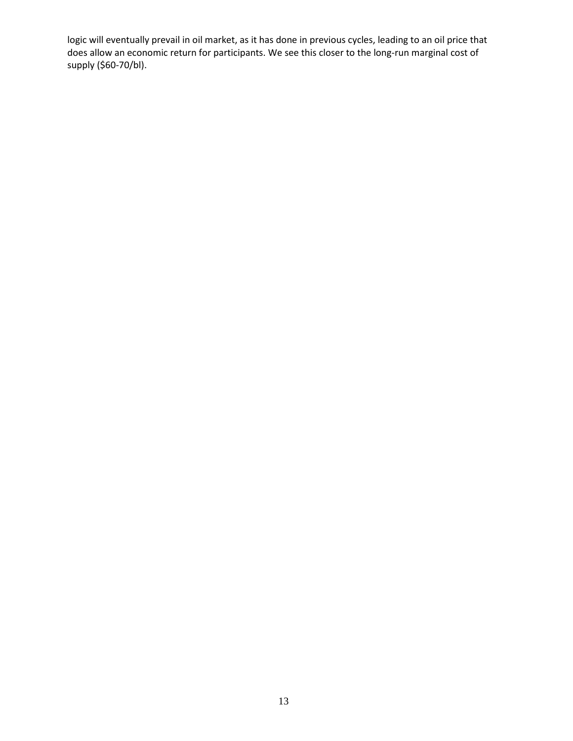logic will eventually prevail in oil market, as it has done in previous cycles, leading to an oil price that does allow an economic return for participants. We see this closer to the long-run marginal cost of supply ($60-70/bl).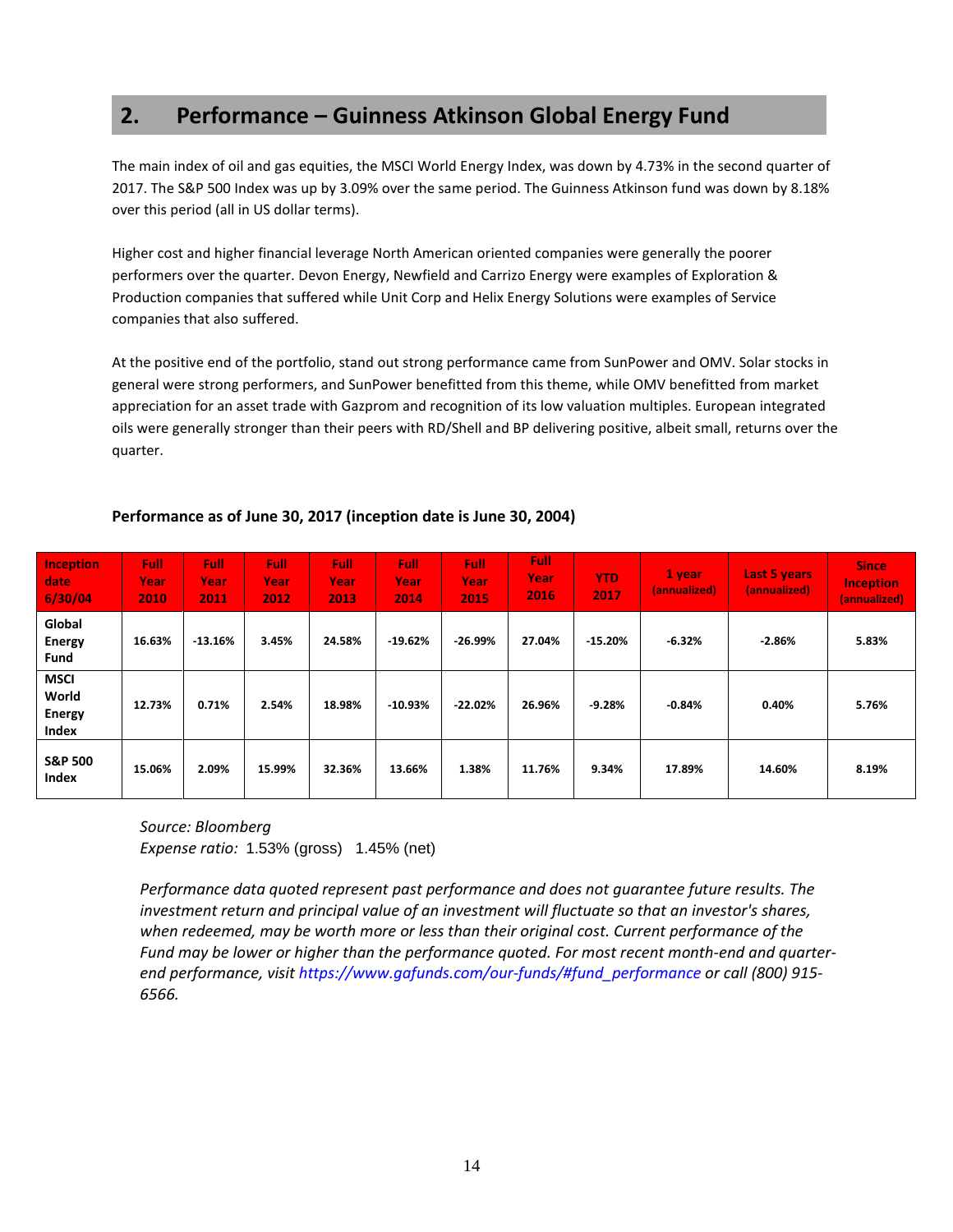## 2. Performance – Guinness Atkinson Global Energy Fund

The main index of oil and gas equities, the MSCI World Energy Index, was down by 4.73% in the second quarter of 2017. The S&P 500 Index was up by 3.09% over the same period. The Guinness Atkinson fund was down by 8.18% over this period (all in US dollar terms).

Higher cost and higher financial leverage North American oriented companies were generally the poorer performers over the quarter. Devon Energy, Newfield and Carrizo Energy were examples of Exploration & Production companies that suffered while Unit Corp and Helix Energy Solutions were examples of Service companies that also suffered.

At the positive end of the portfolio, stand out strong performance came from SunPower and OMV. Solar stocks in general were strong performers, and SunPower benefitted from this theme, while OMV benefitted from market appreciation for an asset trade with Gazprom and recognition of its low valuation multiples. European integrated oils were generally stronger than their peers with RD/Shell and BP delivering positive, albeit small, returns over the quarter.

**Performance as of June 30, 2017 (inception date is June 30, 2004)**

| Inception date 6/30/04 | Full Year 2010 | Full Year 2011 | Full Year 2012 | Full Year 2013 | Full Year 2014 | Full Year 2015 | Full Year 2016 | YTD 2017 | 1 year (annualized) | Last 5 years (annualized) | Since Inception (annualized) |
|---|---|---|---|---|---|---|---|---|---|---|---|
| Global Energy Fund | 16.63% | -13.16% | 3.45% | 24.58% | -19.62% | -26.99% | 27.04% | -15.20% | -6.32% | -2.86% | 5.83% |
| MSCI World Energy Index | 12.73% | 0.71% | 2.54% | 18.98% | -10.93% | -22.02% | 26.96% | -9.28% | -0.84% | 0.40% | 5.76% |
| S&P 500 Index | 15.06% | 2.09% | 15.99% | 32.36% | 13.66% | 1.38% | 11.76% | 9.34% | 17.89% | 14.60% | 8.19% |

*Source: Bloomberg*
*Expense ratio:* 1.53% (gross) 1.45% (net)

*Performance data quoted represent past performance and does not guarantee future results. The investment return and principal value of an investment will fluctuate so that an investor's shares, when redeemed, may be worth more or less than their original cost. Current performance of the Fund may be lower or higher than the performance quoted. For most recent month-end and quarter-end performance, visit https://www.gafunds.com/our-funds/#fund_performance or call (800) 915-6566.*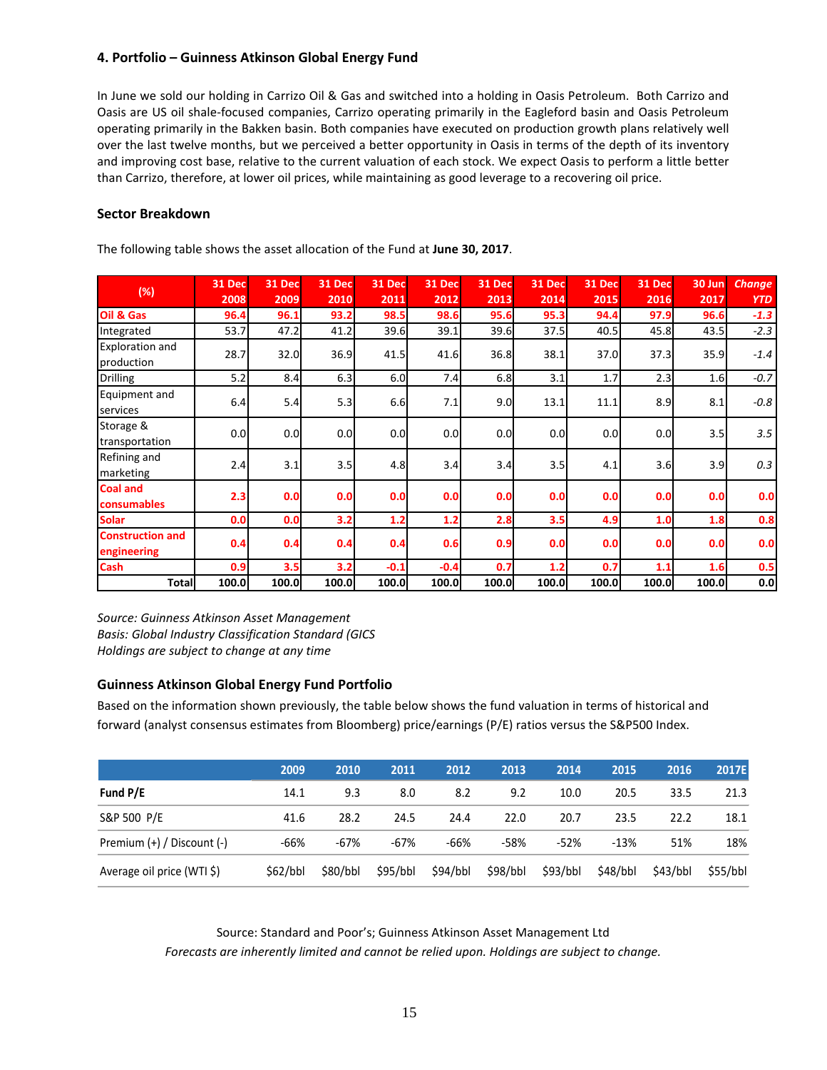### 4. Portfolio – Guinness Atkinson Global Energy Fund

In June we sold our holding in Carrizo Oil & Gas and switched into a holding in Oasis Petroleum. Both Carrizo and Oasis are US oil shale-focused companies, Carrizo operating primarily in the Eagleford basin and Oasis Petroleum operating primarily in the Bakken basin. Both companies have executed on production growth plans relatively well over the last twelve months, but we perceived a better opportunity in Oasis in terms of the depth of its inventory and improving cost base, relative to the current valuation of each stock. We expect Oasis to perform a little better than Carrizo, therefore, at lower oil prices, while maintaining as good leverage to a recovering oil price.

#### Sector Breakdown

The following table shows the asset allocation of the Fund at **June 30, 2017**.

| (%) | 31 Dec 2008 | 31 Dec 2009 | 31 Dec 2010 | 31 Dec 2011 | 31 Dec 2012 | 31 Dec 2013 | 31 Dec 2014 | 31 Dec 2015 | 31 Dec 2016 | 30 Jun 2017 | *Change YTD* |
|---|---|---|---|---|---|---|---|---|---|---|---|
| **Oil & Gas** | **96.4** | **96.1** | **93.2** | **98.5** | **98.6** | **95.6** | **95.3** | **94.4** | **97.9** | **96.6** | ***-1.3*** |
| Integrated | 53.7 | 47.2 | 41.2 | 39.6 | 39.1 | 39.6 | 37.5 | 40.5 | 45.8 | 43.5 | *-2.3* |
| Exploration and production | 28.7 | 32.0 | 36.9 | 41.5 | 41.6 | 36.8 | 38.1 | 37.0 | 37.3 | 35.9 | *-1.4* |
| Drilling | 5.2 | 8.4 | 6.3 | 6.0 | 7.4 | 6.8 | 3.1 | 1.7 | 2.3 | 1.6 | *-0.7* |
| Equipment and services | 6.4 | 5.4 | 5.3 | 6.6 | 7.1 | 9.0 | 13.1 | 11.1 | 8.9 | 8.1 | *-0.8* |
| Storage & transportation | 0.0 | 0.0 | 0.0 | 0.0 | 0.0 | 0.0 | 0.0 | 0.0 | 0.0 | 3.5 | *3.5* |
| Refining and marketing | 2.4 | 3.1 | 3.5 | 4.8 | 3.4 | 3.4 | 3.5 | 4.1 | 3.6 | 3.9 | *0.3* |
| **Coal and consumables** | **2.3** | **0.0** | **0.0** | **0.0** | **0.0** | **0.0** | **0.0** | **0.0** | **0.0** | **0.0** | **0.0** |
| **Solar** | **0.0** | **0.0** | **3.2** | **1.2** | **1.2** | **2.8** | **3.5** | **4.9** | **1.0** | **1.8** | **0.8** |
| **Construction and engineering** | **0.4** | **0.4** | **0.4** | **0.4** | **0.6** | **0.9** | **0.0** | **0.0** | **0.0** | **0.0** | **0.0** |
| **Cash** | **0.9** | **3.5** | **3.2** | **-0.1** | **-0.4** | **0.7** | **1.2** | **0.7** | **1.1** | **1.6** | **0.5** |
| **Total** | **100.0** | **100.0** | **100.0** | **100.0** | **100.0** | **100.0** | **100.0** | **100.0** | **100.0** | **100.0** | **0.0** |

*Source: Guinness Atkinson Asset Management*
*Basis: Global Industry Classification Standard (GICS*
*Holdings are subject to change at any time*

#### Guinness Atkinson Global Energy Fund Portfolio

Based on the information shown previously, the table below shows the fund valuation in terms of historical and forward (analyst consensus estimates from Bloomberg) price/earnings (P/E) ratios versus the S&P500 Index.

| | 2009 | 2010 | 2011 | 2012 | 2013 | 2014 | 2015 | 2016 | 2017E |
|---|---|---|---|---|---|---|---|---|---|
| **Fund P/E** | 14.1 | 9.3 | 8.0 | 8.2 | 9.2 | 10.0 | 20.5 | 33.5 | 21.3 |
| S&P 500 P/E | 41.6 | 28.2 | 24.5 | 24.4 | 22.0 | 20.7 | 23.5 | 22.2 | 18.1 |
| Premium (+) / Discount (-) | -66% | -67% | -67% | -66% | -58% | -52% | -13% | 51% | 18% |
| Average oil price (WTI $) | $62/bbl | $80/bbl | $95/bbl | $94/bbl | $98/bbl | $93/bbl | $48/bbl | $43/bbl | $55/bbl |

Source: Standard and Poor's; Guinness Atkinson Asset Management Ltd
*Forecasts are inherently limited and cannot be relied upon. Holdings are subject to change.*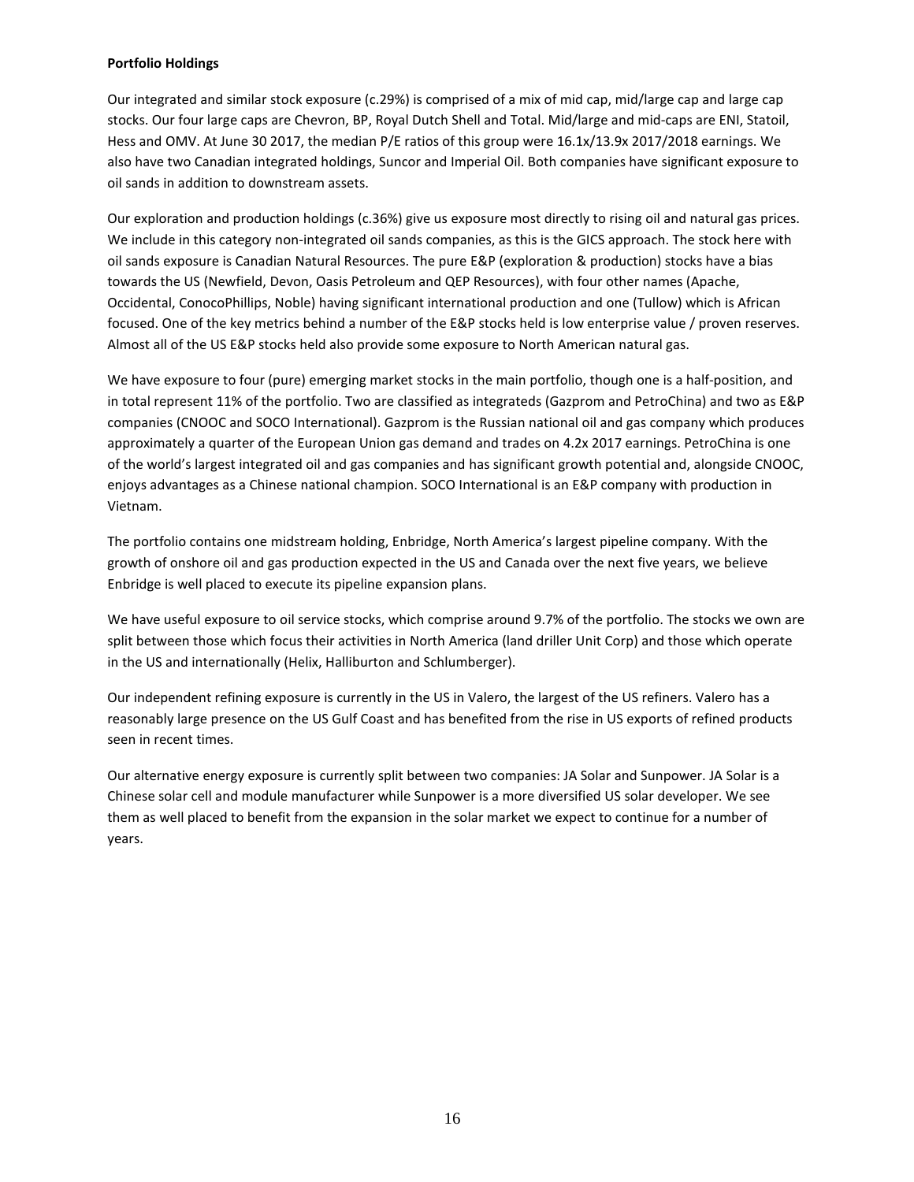**Portfolio Holdings**

Our integrated and similar stock exposure (c.29%) is comprised of a mix of mid cap, mid/large cap and large cap stocks. Our four large caps are Chevron, BP, Royal Dutch Shell and Total. Mid/large and mid-caps are ENI, Statoil, Hess and OMV. At June 30 2017, the median P/E ratios of this group were 16.1x/13.9x 2017/2018 earnings. We also have two Canadian integrated holdings, Suncor and Imperial Oil. Both companies have significant exposure to oil sands in addition to downstream assets.

Our exploration and production holdings (c.36%) give us exposure most directly to rising oil and natural gas prices. We include in this category non-integrated oil sands companies, as this is the GICS approach. The stock here with oil sands exposure is Canadian Natural Resources. The pure E&P (exploration & production) stocks have a bias towards the US (Newfield, Devon, Oasis Petroleum and QEP Resources), with four other names (Apache, Occidental, ConocoPhillips, Noble) having significant international production and one (Tullow) which is African focused. One of the key metrics behind a number of the E&P stocks held is low enterprise value / proven reserves. Almost all of the US E&P stocks held also provide some exposure to North American natural gas.

We have exposure to four (pure) emerging market stocks in the main portfolio, though one is a half-position, and in total represent 11% of the portfolio. Two are classified as integrateds (Gazprom and PetroChina) and two as E&P companies (CNOOC and SOCO International). Gazprom is the Russian national oil and gas company which produces approximately a quarter of the European Union gas demand and trades on 4.2x 2017 earnings. PetroChina is one of the world's largest integrated oil and gas companies and has significant growth potential and, alongside CNOOC, enjoys advantages as a Chinese national champion. SOCO International is an E&P company with production in Vietnam.

The portfolio contains one midstream holding, Enbridge, North America's largest pipeline company. With the growth of onshore oil and gas production expected in the US and Canada over the next five years, we believe Enbridge is well placed to execute its pipeline expansion plans.

We have useful exposure to oil service stocks, which comprise around 9.7% of the portfolio. The stocks we own are split between those which focus their activities in North America (land driller Unit Corp) and those which operate in the US and internationally (Helix, Halliburton and Schlumberger).

Our independent refining exposure is currently in the US in Valero, the largest of the US refiners. Valero has a reasonably large presence on the US Gulf Coast and has benefited from the rise in US exports of refined products seen in recent times.

Our alternative energy exposure is currently split between two companies: JA Solar and Sunpower. JA Solar is a Chinese solar cell and module manufacturer while Sunpower is a more diversified US solar developer. We see them as well placed to benefit from the expansion in the solar market we expect to continue for a number of years.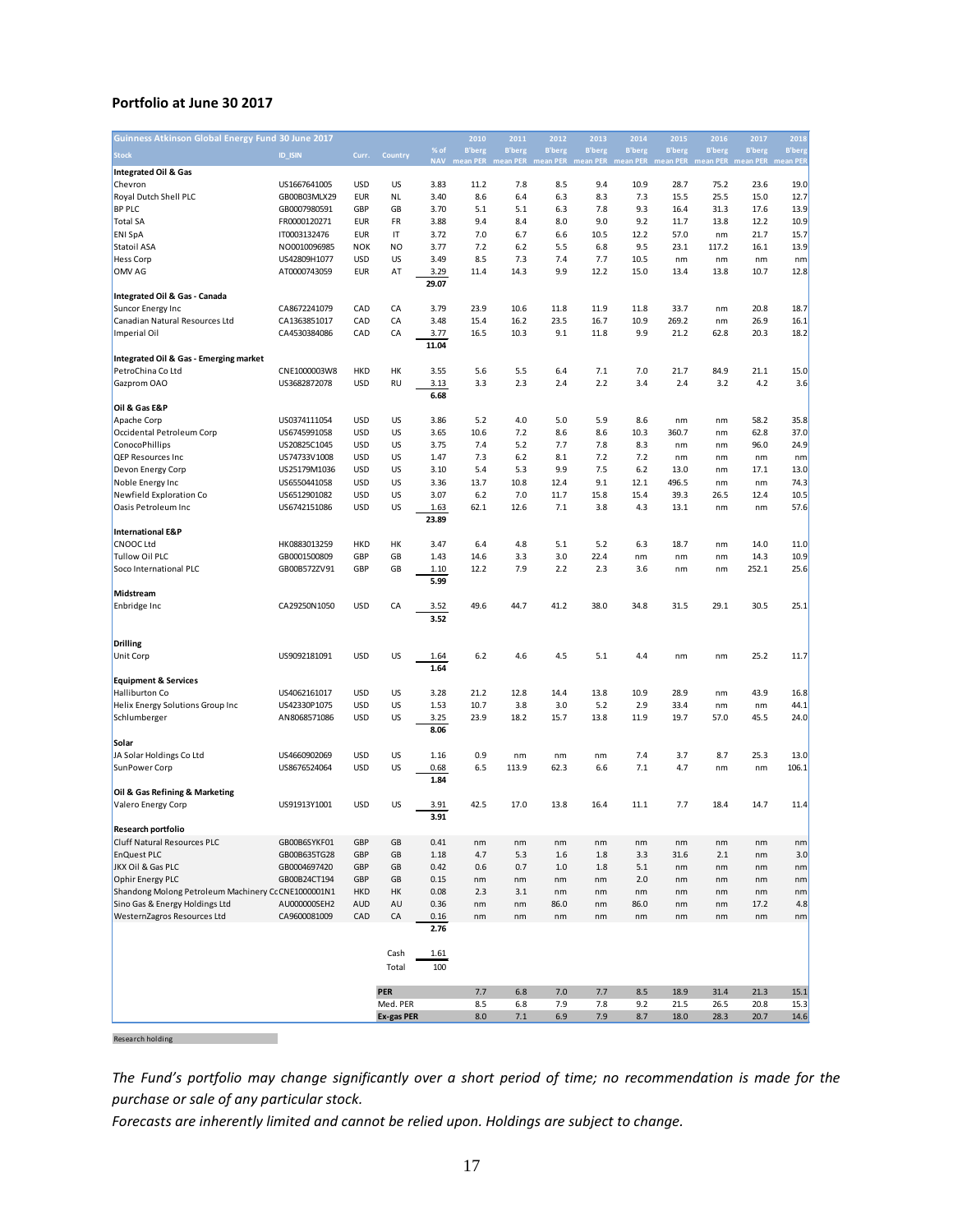**Portfolio at June 30 2017**

| Guinness Atkinson Global Energy Fund 30 June 2017 | | | | | 2010 | 2011 | 2012 | 2013 | 2014 | 2015 | 2016 | 2017 | 2018 |
|---|---|---|---|---|---|---|---|---|---|---|---|---|---|
| Stock | ID_ISIN | Curr. | Country | % of NAV | B'berg mean PER | B'berg mean PER | B'berg mean PER | B'berg mean PER | B'berg mean PER | B'berg mean PER | B'berg mean PER | B'berg mean PER | B'berg mean PER |
| **Integrated Oil & Gas** | | | | | | | | | | | | | |
| Chevron | US1667641005 | USD | US | 3.83 | 11.2 | 7.8 | 8.5 | 9.4 | 10.9 | 28.7 | 75.2 | 23.6 | 19.0 |
| Royal Dutch Shell PLC | GB00B03MLX29 | EUR | NL | 3.40 | 8.6 | 6.4 | 6.3 | 8.3 | 7.3 | 15.5 | 25.5 | 15.0 | 12.7 |
| BP PLC | GB0007980591 | GBP | GB | 3.70 | 5.1 | 5.1 | 6.3 | 7.8 | 9.3 | 16.4 | 31.3 | 17.6 | 13.9 |
| Total SA | FR0000120271 | EUR | FR | 3.88 | 9.4 | 8.4 | 8.0 | 9.0 | 9.2 | 11.7 | 13.8 | 12.2 | 10.9 |
| ENI SpA | IT0003132476 | EUR | IT | 3.72 | 7.0 | 6.7 | 6.6 | 10.5 | 12.2 | 57.0 | nm | 21.7 | 15.7 |
| Statoil ASA | NO0010096985 | NOK | NO | 3.77 | 7.2 | 6.2 | 5.5 | 6.8 | 9.5 | 23.1 | 117.2 | 16.1 | 13.9 |
| Hess Corp | US42809H1077 | USD | US | 3.49 | 8.5 | 7.3 | 7.4 | 7.7 | 10.5 | nm | nm | nm | nm |
| OMV AG | AT0000743059 | EUR | AT | 3.29 | 11.4 | 14.3 | 9.9 | 12.2 | 15.0 | 13.4 | 13.8 | 10.7 | 12.8 |
| | | | | **29.07** | | | | | | | | | |
| **Integrated Oil & Gas - Canada** | | | | | | | | | | | | | |
| Suncor Energy Inc | CA8672241079 | CAD | CA | 3.79 | 23.9 | 10.6 | 11.8 | 11.9 | 11.8 | 33.7 | nm | 20.8 | 18.7 |
| Canadian Natural Resources Ltd | CA1363851017 | CAD | CA | 3.48 | 15.4 | 16.2 | 23.5 | 16.7 | 10.9 | 269.2 | nm | 26.9 | 16.1 |
| Imperial Oil | CA4530384086 | CAD | CA | 3.77 | 16.5 | 10.3 | 9.1 | 11.8 | 9.9 | 21.2 | 62.8 | 20.3 | 18.2 |
| | | | | **11.04** | | | | | | | | | |
| **Integrated Oil & Gas - Emerging market** | | | | | | | | | | | | | |
| PetroChina Co Ltd | CNE1000003W8 | HKD | HK | 3.55 | 5.6 | 5.5 | 6.4 | 7.1 | 7.0 | 21.7 | 84.9 | 21.1 | 15.0 |
| Gazprom OAO | US3682872078 | USD | RU | 3.13 | 3.3 | 2.3 | 2.4 | 2.2 | 3.4 | 2.4 | 3.2 | 4.2 | 3.6 |
| | | | | **6.68** | | | | | | | | | |
| **Oil & Gas E&P** | | | | | | | | | | | | | |
| Apache Corp | US0374111054 | USD | US | 3.86 | 5.2 | 4.0 | 5.0 | 5.9 | 8.6 | nm | nm | 58.2 | 35.8 |
| Occidental Petroleum Corp | US6745991058 | USD | US | 3.65 | 10.6 | 7.2 | 8.6 | 8.6 | 10.3 | 360.7 | nm | 62.8 | 37.0 |
| ConocoPhillips | US20825C1045 | USD | US | 3.75 | 7.4 | 5.2 | 7.7 | 7.8 | 8.3 | nm | nm | 96.0 | 24.9 |
| QEP Resources Inc | US74733V1008 | USD | US | 1.47 | 7.3 | 6.2 | 8.1 | 7.2 | 7.2 | nm | nm | nm | nm |
| Devon Energy Corp | US25179M1036 | USD | US | 3.10 | 5.4 | 5.3 | 9.9 | 7.5 | 6.2 | 13.0 | nm | 17.1 | 13.0 |
| Noble Energy Inc | US6550441058 | USD | US | 3.36 | 13.7 | 10.8 | 12.4 | 9.1 | 12.1 | 496.5 | nm | nm | 74.3 |
| Newfield Exploration Co | US6512901082 | USD | US | 3.07 | 6.2 | 7.0 | 11.7 | 15.8 | 15.4 | 39.3 | 26.5 | 12.4 | 10.5 |
| Oasis Petroleum Inc | US6742151086 | USD | US | 1.63 | 62.1 | 12.6 | 7.1 | 3.8 | 4.3 | 13.1 | nm | nm | 57.6 |
| | | | | **23.89** | | | | | | | | | |
| **International E&P** | | | | | | | | | | | | | |
| CNOOC Ltd | HK0883013259 | HKD | HK | 3.47 | 6.4 | 4.8 | 5.1 | 5.2 | 6.3 | 18.7 | nm | 14.0 | 11.0 |
| Tullow Oil PLC | GB0001500809 | GBP | GB | 1.43 | 14.6 | 3.3 | 3.0 | 22.4 | nm | nm | nm | 14.3 | 10.9 |
| Soco International PLC | GB00B572ZV91 | GBP | GB | 1.10 | 12.2 | 7.9 | 2.2 | 2.3 | 3.6 | nm | nm | 252.1 | 25.6 |
| | | | | **5.99** | | | | | | | | | |
| **Midstream** | | | | | | | | | | | | | |
| Enbridge Inc | CA29250N1050 | USD | CA | 3.52 | 49.6 | 44.7 | 41.2 | 38.0 | 34.8 | 31.5 | 29.1 | 30.5 | 25.1 |
| | | | | **3.52** | | | | | | | | | |
| **Drilling** | | | | | | | | | | | | | |
| Unit Corp | US9092181091 | USD | US | 1.64 | 6.2 | 4.6 | 4.5 | 5.1 | 4.4 | nm | nm | 25.2 | 11.7 |
| | | | | **1.64** | | | | | | | | | |
| **Equipment & Services** | | | | | | | | | | | | | |
| Halliburton Co | US4062161017 | USD | US | 3.28 | 21.2 | 12.8 | 14.4 | 13.8 | 10.9 | 28.9 | nm | 43.9 | 16.8 |
| Helix Energy Solutions Group Inc | US42330P1075 | USD | US | 1.53 | 10.7 | 3.8 | 3.0 | 5.2 | 2.9 | 33.4 | nm | nm | 44.1 |
| Schlumberger | AN8068571086 | USD | US | 3.25 | 23.9 | 18.2 | 15.7 | 13.8 | 11.9 | 19.7 | 57.0 | 45.5 | 24.0 |
| | | | | **8.06** | | | | | | | | | |
| **Solar** | | | | | | | | | | | | | |
| JA Solar Holdings Co Ltd | US4660902069 | USD | US | 1.16 | 0.9 | nm | nm | nm | 7.4 | 3.7 | 8.7 | 25.3 | 13.0 |
| SunPower Corp | US8676524064 | USD | US | 0.68 | 6.5 | 113.9 | 62.3 | 6.6 | 7.1 | 4.7 | nm | nm | 106.1 |
| | | | | **1.84** | | | | | | | | | |
| **Oil & Gas Refining & Marketing** | | | | | | | | | | | | | |
| Valero Energy Corp | US91913Y1001 | USD | US | 3.91 | 42.5 | 17.0 | 13.8 | 16.4 | 11.1 | 7.7 | 18.4 | 14.7 | 11.4 |
| | | | | **3.91** | | | | | | | | | |
| **Research portfolio** | | | | | | | | | | | | | |
| Cluff Natural Resources PLC | GB00B6SYKF01 | GBP | GB | 0.41 | nm | nm | nm | nm | nm | nm | nm | nm | nm |
| EnQuest PLC | GB00B635TG28 | GBP | GB | 1.18 | 4.7 | 5.3 | 1.6 | 1.8 | 3.3 | 31.6 | 2.1 | nm | 3.0 |
| JKX Oil & Gas PLC | GB0004697420 | GBP | GB | 0.42 | 0.6 | 0.7 | 1.0 | 1.8 | 5.1 | nm | nm | nm | nm |
| Ophir Energy PLC | GB00B24CT194 | GBP | GB | 0.15 | nm | nm | nm | nm | 2.0 | nm | nm | nm | nm |
| Shandong Molong Petroleum Machinery Co | CNE1000001N1 | HKD | HK | 0.08 | 2.3 | 3.1 | nm | nm | nm | nm | nm | nm | nm |
| Sino Gas & Energy Holdings Ltd | AU000000SEH2 | AUD | AU | 0.36 | nm | nm | 86.0 | nm | 86.0 | nm | nm | 17.2 | 4.8 |
| WesternZagros Resources Ltd | CA9600081009 | CAD | CA | 0.16 | nm | nm | nm | nm | nm | nm | nm | nm | nm |
| | | | | **2.76** | | | | | | | | | |
| | | | Cash | 1.61 | | | | | | | | | |
| | | | Total | 100 | | | | | | | | | |
| | | **PER** | | | 7.7 | 6.8 | 7.0 | 7.7 | 8.5 | 18.9 | 31.4 | 21.3 | 15.1 |
| | | Med. PER | | | 8.5 | 6.8 | 7.9 | 7.8 | 9.2 | 21.5 | 26.5 | 20.8 | 15.3 |
| | | **Ex-gas PER** | | | 8.0 | 7.1 | 6.9 | 7.9 | 8.7 | 18.0 | 28.3 | 20.7 | 14.6 |

Research holding

*The Fund's portfolio may change significantly over a short period of time; no recommendation is made for the purchase or sale of any particular stock.*

*Forecasts are inherently limited and cannot be relied upon. Holdings are subject to change.*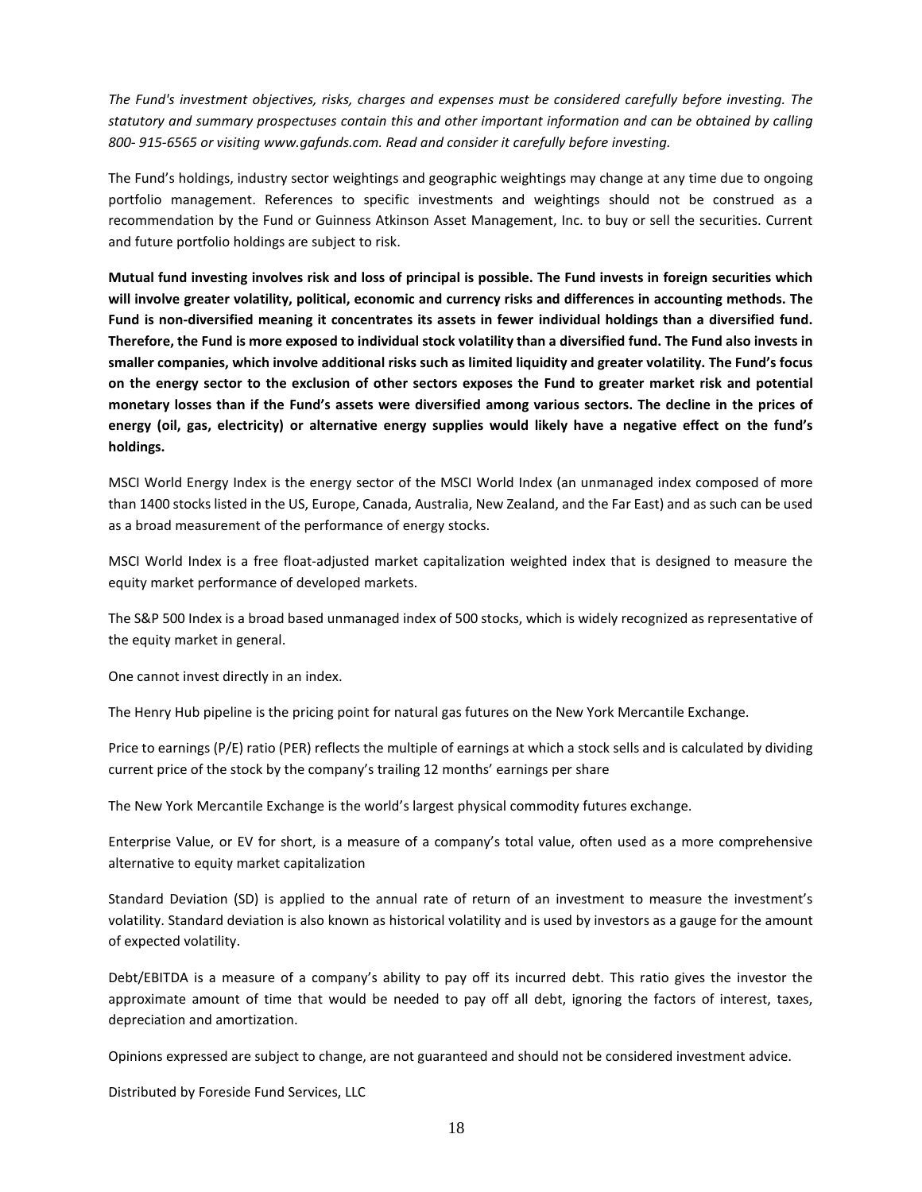*The Fund's investment objectives, risks, charges and expenses must be considered carefully before investing. The statutory and summary prospectuses contain this and other important information and can be obtained by calling 800- 915-6565 or visiting www.gafunds.com. Read and consider it carefully before investing.*

The Fund's holdings, industry sector weightings and geographic weightings may change at any time due to ongoing portfolio management. References to specific investments and weightings should not be construed as a recommendation by the Fund or Guinness Atkinson Asset Management, Inc. to buy or sell the securities. Current and future portfolio holdings are subject to risk.

**Mutual fund investing involves risk and loss of principal is possible. The Fund invests in foreign securities which will involve greater volatility, political, economic and currency risks and differences in accounting methods. The Fund is non-diversified meaning it concentrates its assets in fewer individual holdings than a diversified fund. Therefore, the Fund is more exposed to individual stock volatility than a diversified fund. The Fund also invests in smaller companies, which involve additional risks such as limited liquidity and greater volatility. The Fund's focus on the energy sector to the exclusion of other sectors exposes the Fund to greater market risk and potential monetary losses than if the Fund's assets were diversified among various sectors. The decline in the prices of energy (oil, gas, electricity) or alternative energy supplies would likely have a negative effect on the fund's holdings.**

MSCI World Energy Index is the energy sector of the MSCI World Index (an unmanaged index composed of more than 1400 stocks listed in the US, Europe, Canada, Australia, New Zealand, and the Far East) and as such can be used as a broad measurement of the performance of energy stocks.

MSCI World Index is a free float-adjusted market capitalization weighted index that is designed to measure the equity market performance of developed markets.

The S&P 500 Index is a broad based unmanaged index of 500 stocks, which is widely recognized as representative of the equity market in general.

One cannot invest directly in an index.

The Henry Hub pipeline is the pricing point for natural gas futures on the New York Mercantile Exchange.

Price to earnings (P/E) ratio (PER) reflects the multiple of earnings at which a stock sells and is calculated by dividing current price of the stock by the company's trailing 12 months' earnings per share

The New York Mercantile Exchange is the world's largest physical commodity futures exchange.

Enterprise Value, or EV for short, is a measure of a company's total value, often used as a more comprehensive alternative to equity market capitalization

Standard Deviation (SD) is applied to the annual rate of return of an investment to measure the investment's volatility. Standard deviation is also known as historical volatility and is used by investors as a gauge for the amount of expected volatility.

Debt/EBITDA is a measure of a company's ability to pay off its incurred debt. This ratio gives the investor the approximate amount of time that would be needed to pay off all debt, ignoring the factors of interest, taxes, depreciation and amortization.

Opinions expressed are subject to change, are not guaranteed and should not be considered investment advice.

Distributed by Foreside Fund Services, LLC